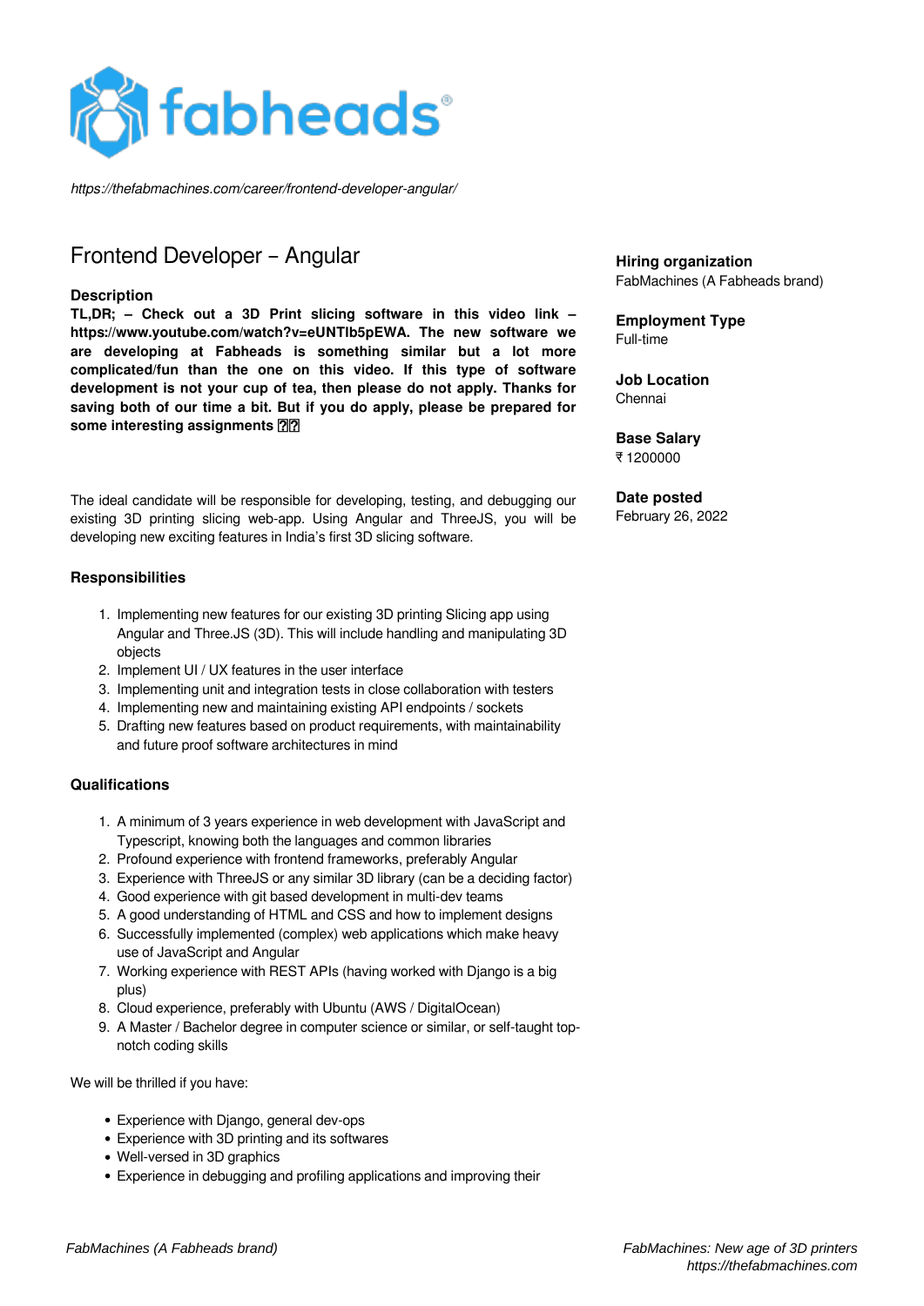*https://thefabmachines.com/career/frontend-developer-angular/*

# Frontend Developer – Angular

**Hiring organization**
FabMachines (A Fabheads brand)

**Employment Type**
Full-time

**Job Location**
Chennai

**Base Salary**
₹ 1200000

**Date posted**
February 26, 2022

### Description

**TL,DR; – Check out a 3D Print slicing software in this video link – https://www.youtube.com/watch?v=eUNTlb5pEWA. The new software we are developing at Fabheads is something similar but a lot more complicated/fun than the one on this video. If this type of software development is not your cup of tea, then please do not apply. Thanks for saving both of our time a bit. But if you do apply, please be prepared for some interesting assignments ??**

The ideal candidate will be responsible for developing, testing, and debugging our existing 3D printing slicing web-app. Using Angular and ThreeJS, you will be developing new exciting features in India's first 3D slicing software.

### Responsibilities

1. Implementing new features for our existing 3D printing Slicing app using Angular and Three.JS (3D). This will include handling and manipulating 3D objects
2. Implement UI / UX features in the user interface
3. Implementing unit and integration tests in close collaboration with testers
4. Implementing new and maintaining existing API endpoints / sockets
5. Drafting new features based on product requirements, with maintainability and future proof software architectures in mind

### Qualifications

1. A minimum of 3 years experience in web development with JavaScript and Typescript, knowing both the languages and common libraries
2. Profound experience with frontend frameworks, preferably Angular
3. Experience with ThreeJS or any similar 3D library (can be a deciding factor)
4. Good experience with git based development in multi-dev teams
5. A good understanding of HTML and CSS and how to implement designs
6. Successfully implemented (complex) web applications which make heavy use of JavaScript and Angular
7. Working experience with REST APIs (having worked with Django is a big plus)
8. Cloud experience, preferably with Ubuntu (AWS / DigitalOcean)
9. A Master / Bachelor degree in computer science or similar, or self-taught top-notch coding skills

We will be thrilled if you have:

- Experience with Django, general dev-ops
- Experience with 3D printing and its softwares
- Well-versed in 3D graphics
- Experience in debugging and profiling applications and improving their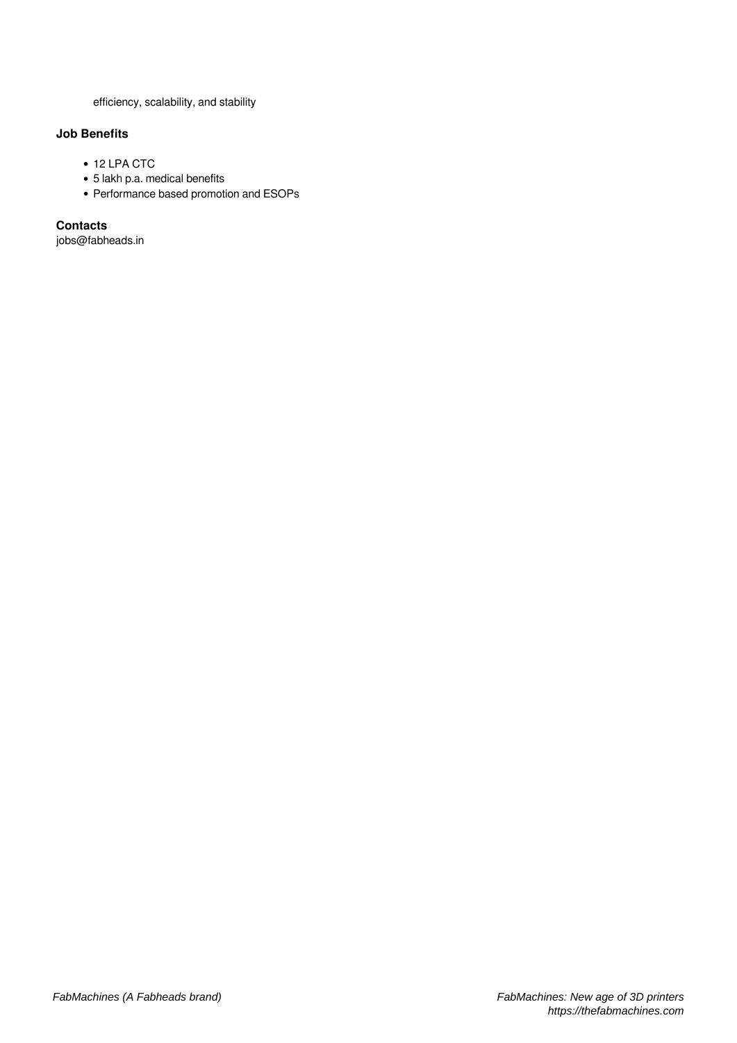efficiency, scalability, and stability

**Job Benefits**

- 12 LPA CTC
- 5 lakh p.a. medical benefits
- Performance based promotion and ESOPs

**Contacts**

jobs@fabheads.in